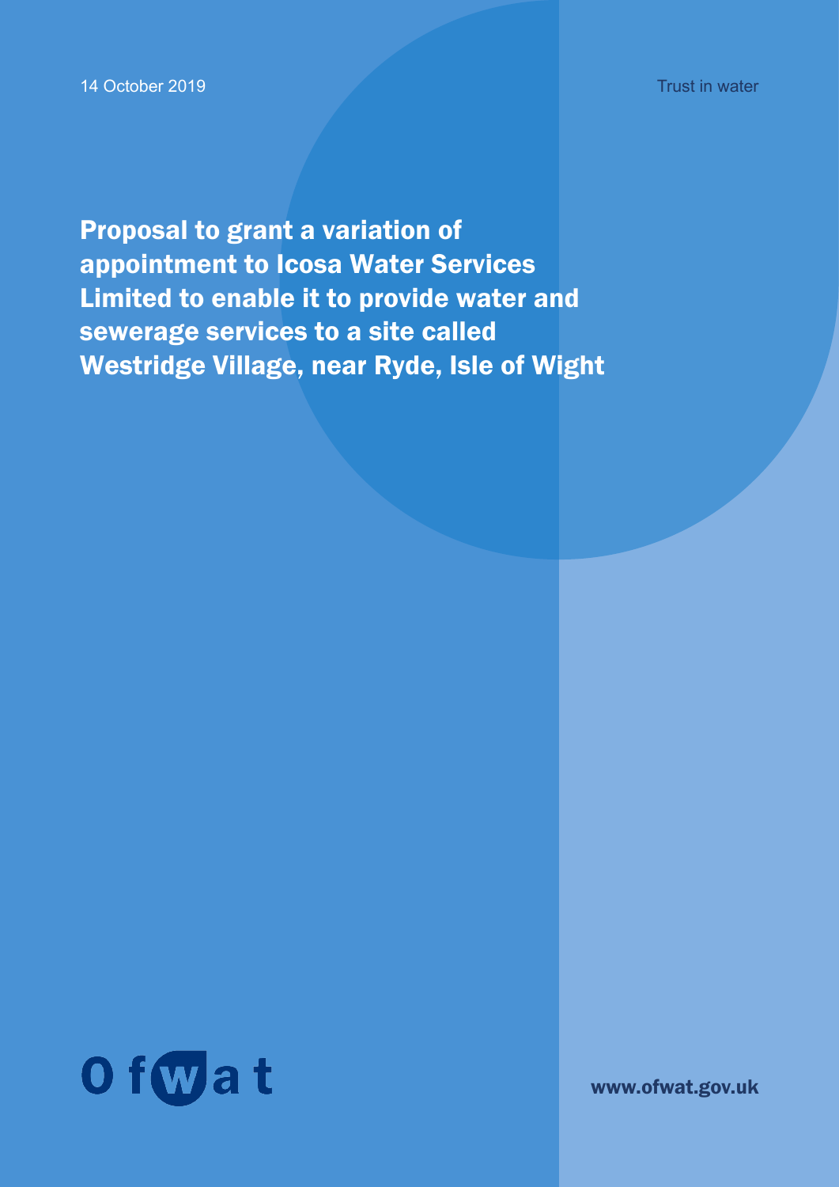14 October 2019

Trust in water

# Proposal to grant a variation of appointment to Icosa Water Services Limited to enable it to provide water and sewerage services to a site called Westridge Village, near Ryde, Isle of Wight

www.ofwat.gov.uk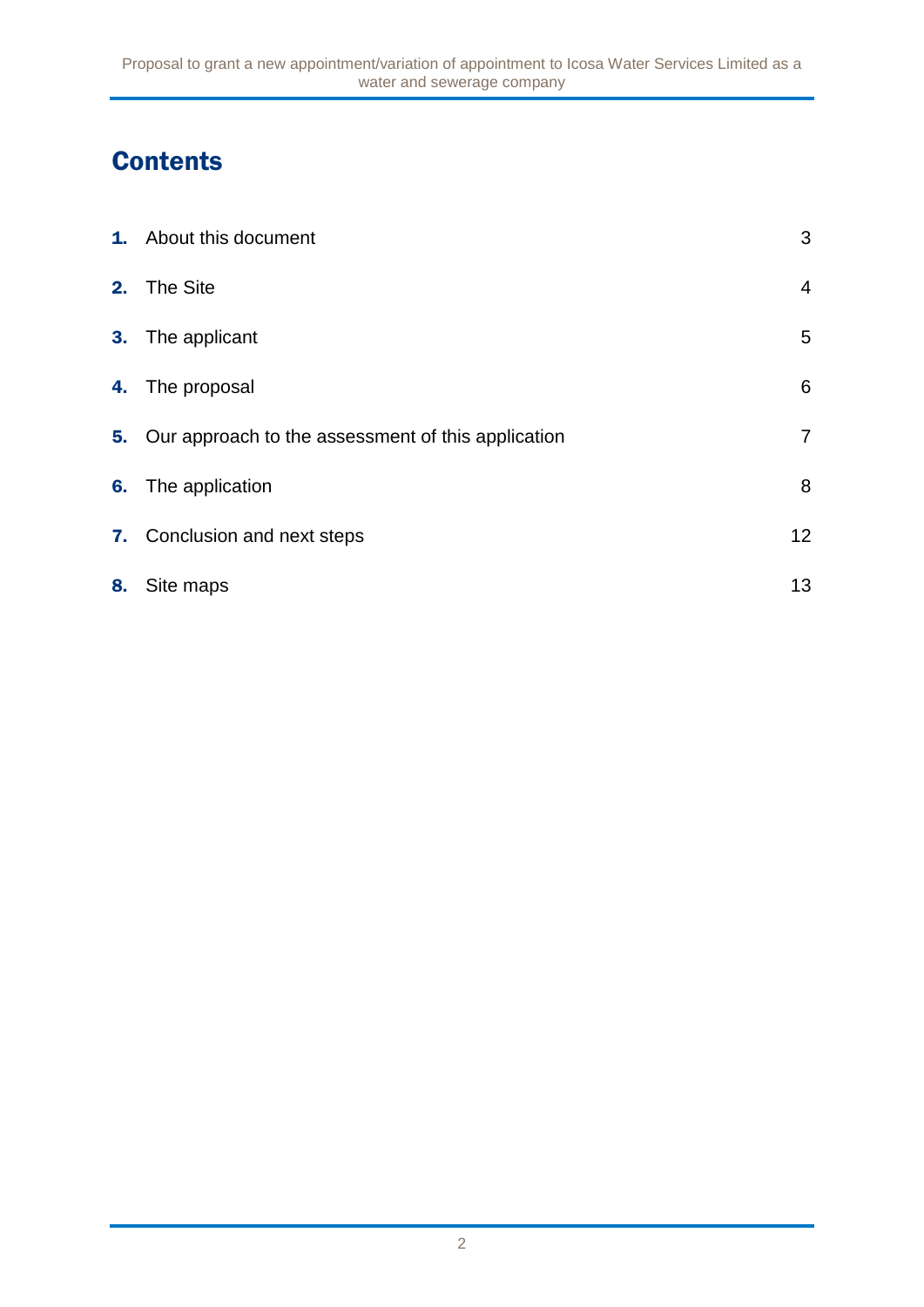# Contents

| | | |
|---|---|---|
| **1.** | About this document | 3 |
| **2.** | The Site | 4 |
| **3.** | The applicant | 5 |
| **4.** | The proposal | 6 |
| **5.** | Our approach to the assessment of this application | 7 |
| **6.** | The application | 8 |
| **7.** | Conclusion and next steps | 12 |
| **8.** | Site maps | 13 |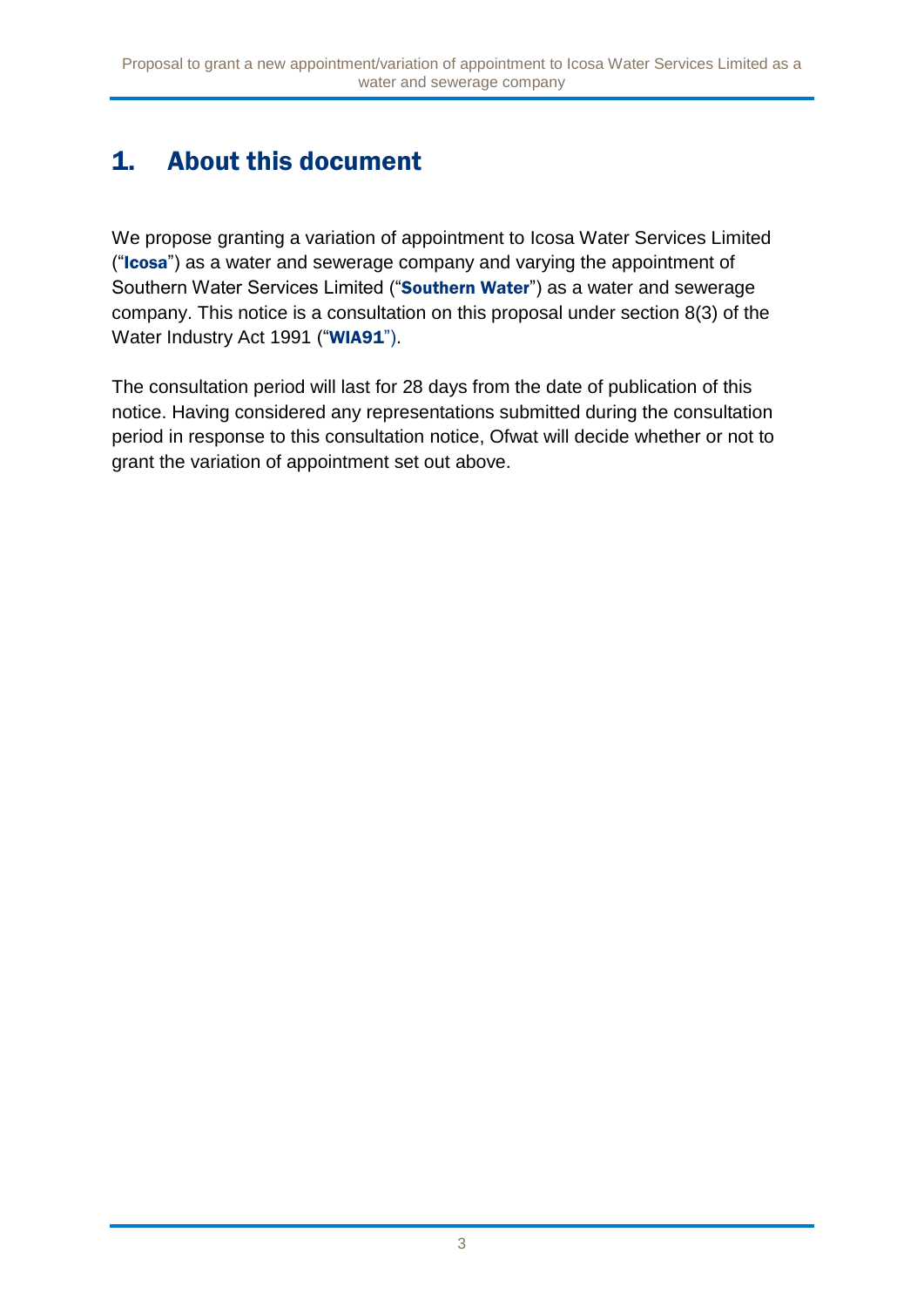# 1. About this document

We propose granting a variation of appointment to Icosa Water Services Limited ("**Icosa**") as a water and sewerage company and varying the appointment of Southern Water Services Limited ("**Southern Water**") as a water and sewerage company. This notice is a consultation on this proposal under section 8(3) of the Water Industry Act 1991 ("**WIA91**").

The consultation period will last for 28 days from the date of publication of this notice. Having considered any representations submitted during the consultation period in response to this consultation notice, Ofwat will decide whether or not to grant the variation of appointment set out above.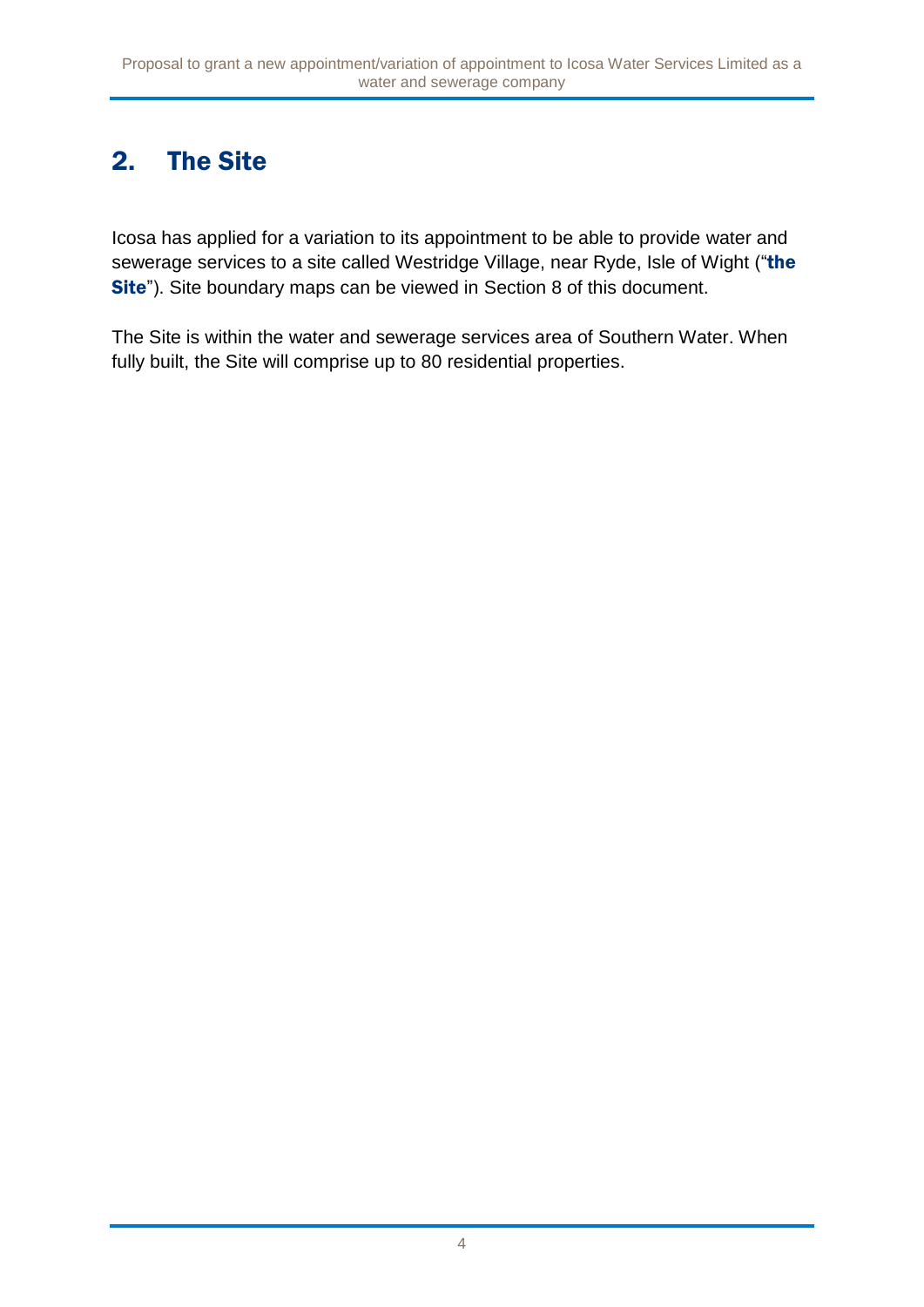## 2. The Site

Icosa has applied for a variation to its appointment to be able to provide water and sewerage services to a site called Westridge Village, near Ryde, Isle of Wight ("**the Site**"). Site boundary maps can be viewed in Section 8 of this document.

The Site is within the water and sewerage services area of Southern Water. When fully built, the Site will comprise up to 80 residential properties.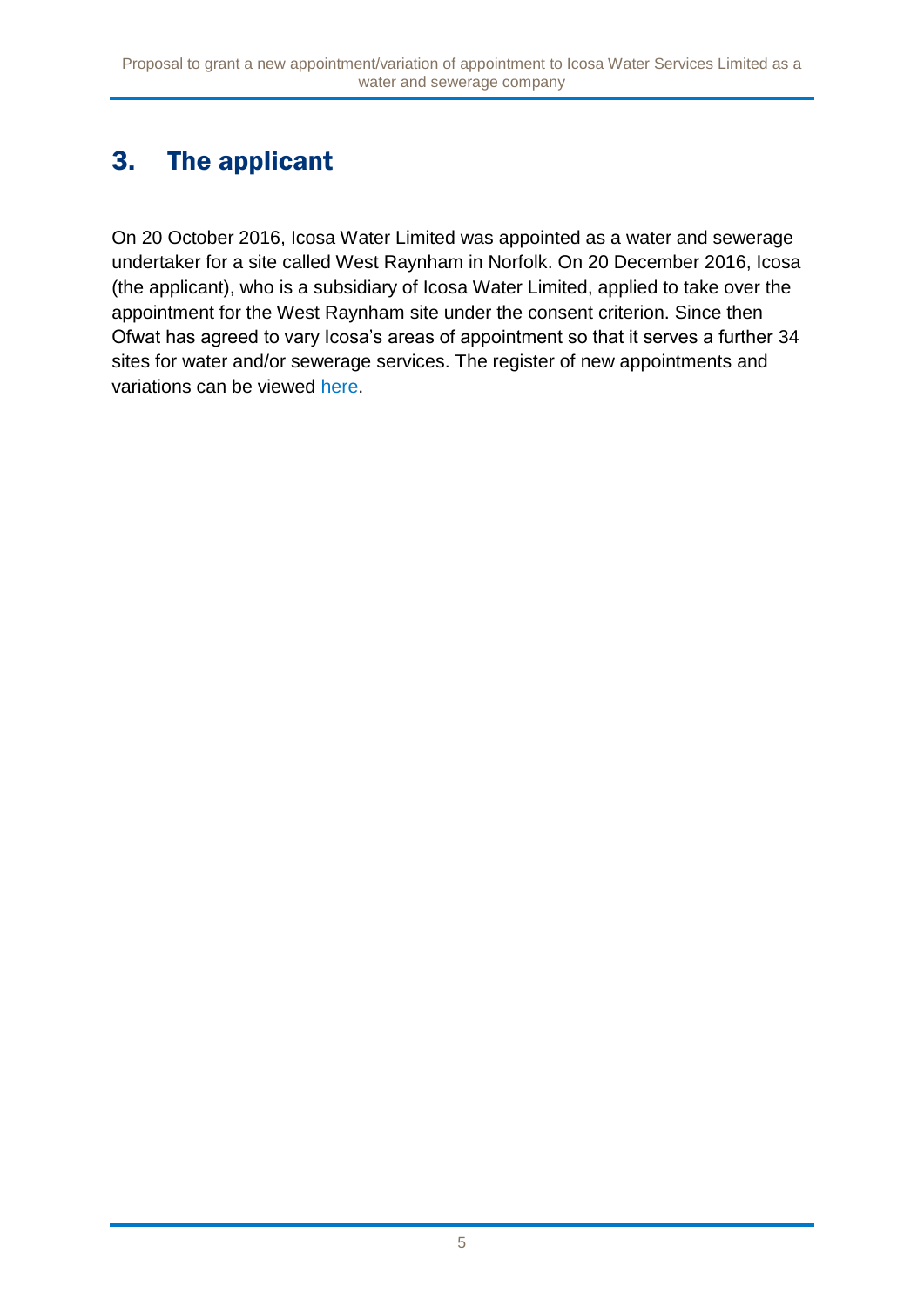## 3. The applicant

On 20 October 2016, Icosa Water Limited was appointed as a water and sewerage undertaker for a site called West Raynham in Norfolk. On 20 December 2016, Icosa (the applicant), who is a subsidiary of Icosa Water Limited, applied to take over the appointment for the West Raynham site under the consent criterion. Since then Ofwat has agreed to vary Icosa's areas of appointment so that it serves a further 34 sites for water and/or sewerage services. The register of new appointments and variations can be viewed here.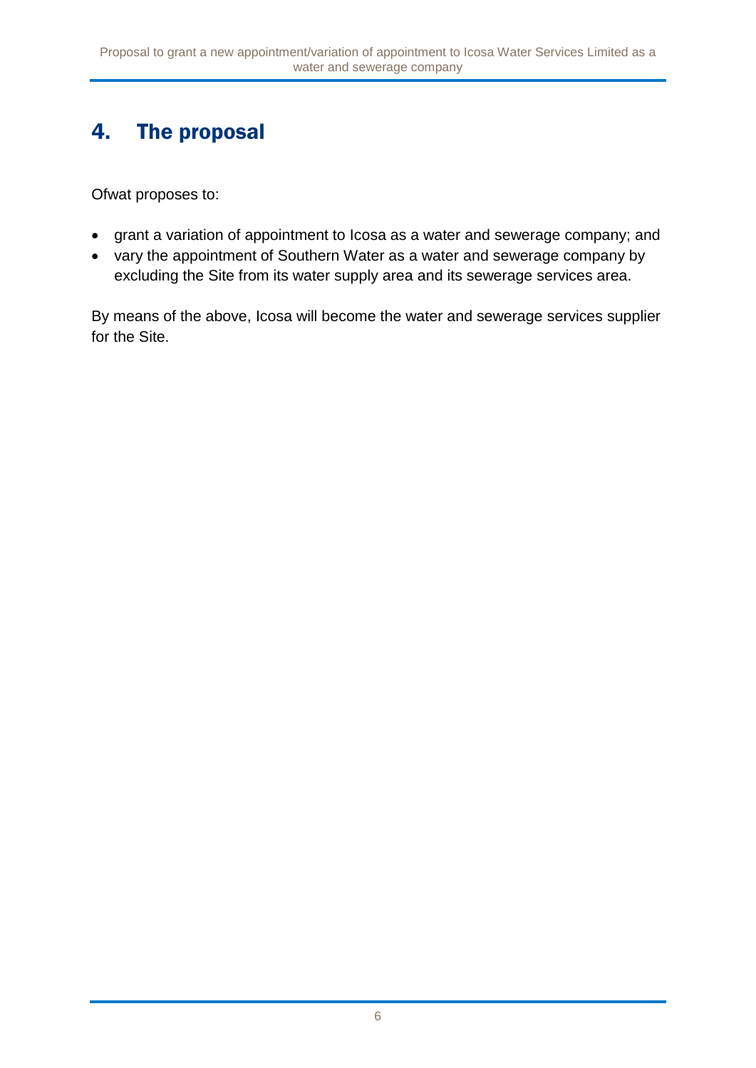# 4. The proposal

Ofwat proposes to:

- grant a variation of appointment to Icosa as a water and sewerage company; and
- vary the appointment of Southern Water as a water and sewerage company by excluding the Site from its water supply area and its sewerage services area.

By means of the above, Icosa will become the water and sewerage services supplier for the Site.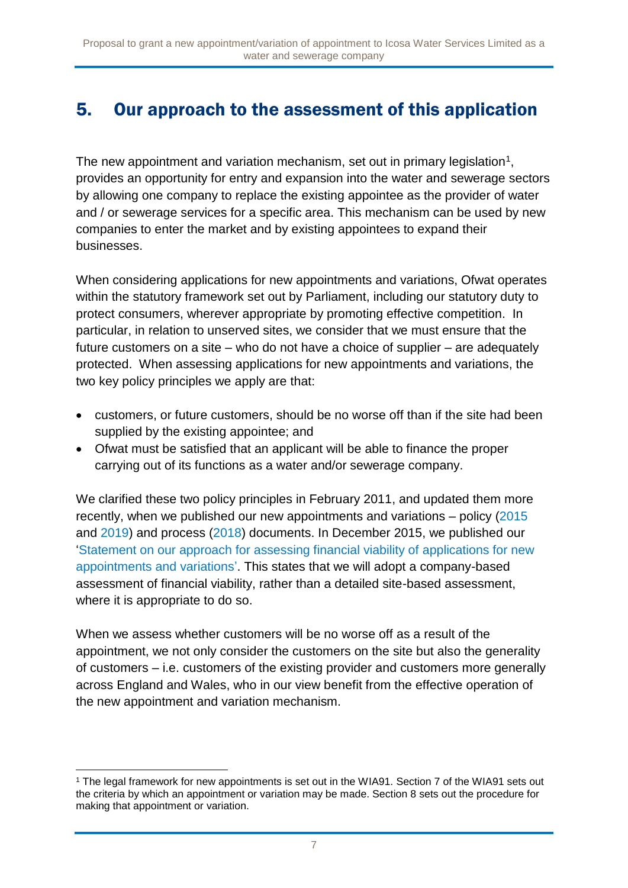## 5. Our approach to the assessment of this application

The new appointment and variation mechanism, set out in primary legislation[1], provides an opportunity for entry and expansion into the water and sewerage sectors by allowing one company to replace the existing appointee as the provider of water and / or sewerage services for a specific area. This mechanism can be used by new companies to enter the market and by existing appointees to expand their businesses.

When considering applications for new appointments and variations, Ofwat operates within the statutory framework set out by Parliament, including our statutory duty to protect consumers, wherever appropriate by promoting effective competition. In particular, in relation to unserved sites, we consider that we must ensure that the future customers on a site – who do not have a choice of supplier – are adequately protected. When assessing applications for new appointments and variations, the two key policy principles we apply are that:

- customers, or future customers, should be no worse off than if the site had been supplied by the existing appointee; and
- Ofwat must be satisfied that an applicant will be able to finance the proper carrying out of its functions as a water and/or sewerage company.

We clarified these two policy principles in February 2011, and updated them more recently, when we published our new appointments and variations – policy (2015 and 2019) and process (2018) documents. In December 2015, we published our 'Statement on our approach for assessing financial viability of applications for new appointments and variations'. This states that we will adopt a company-based assessment of financial viability, rather than a detailed site-based assessment, where it is appropriate to do so.

When we assess whether customers will be no worse off as a result of the appointment, we not only consider the customers on the site but also the generality of customers – i.e. customers of the existing provider and customers more generally across England and Wales, who in our view benefit from the effective operation of the new appointment and variation mechanism.

[1] The legal framework for new appointments is set out in the WIA91. Section 7 of the WIA91 sets out the criteria by which an appointment or variation may be made. Section 8 sets out the procedure for making that appointment or variation.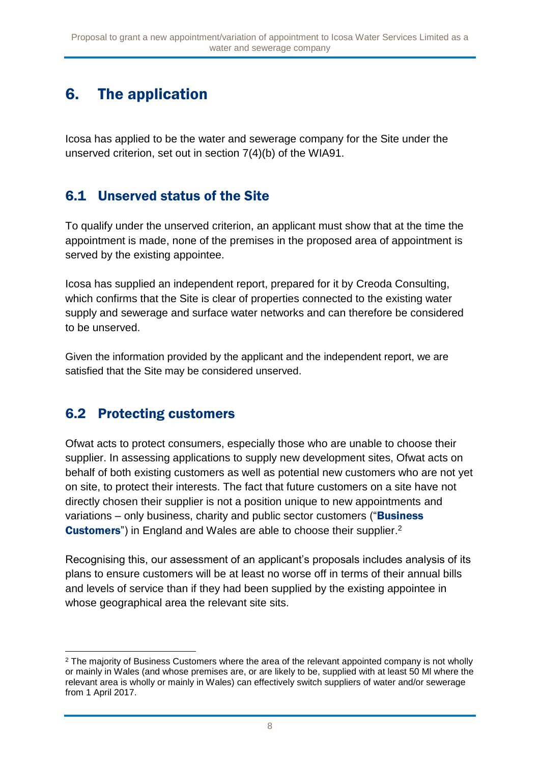# 6. The application

Icosa has applied to be the water and sewerage company for the Site under the unserved criterion, set out in section 7(4)(b) of the WIA91.

## 6.1 Unserved status of the Site

To qualify under the unserved criterion, an applicant must show that at the time the appointment is made, none of the premises in the proposed area of appointment is served by the existing appointee.

Icosa has supplied an independent report, prepared for it by Creoda Consulting, which confirms that the Site is clear of properties connected to the existing water supply and sewerage and surface water networks and can therefore be considered to be unserved.

Given the information provided by the applicant and the independent report, we are satisfied that the Site may be considered unserved.

## 6.2 Protecting customers

Ofwat acts to protect consumers, especially those who are unable to choose their supplier. In assessing applications to supply new development sites, Ofwat acts on behalf of both existing customers as well as potential new customers who are not yet on site, to protect their interests. The fact that future customers on a site have not directly chosen their supplier is not a position unique to new appointments and variations – only business, charity and public sector customers ("**Business Customers**") in England and Wales are able to choose their supplier.[2]

Recognising this, our assessment of an applicant's proposals includes analysis of its plans to ensure customers will be at least no worse off in terms of their annual bills and levels of service than if they had been supplied by the existing appointee in whose geographical area the relevant site sits.

---

[2] The majority of Business Customers where the area of the relevant appointed company is not wholly or mainly in Wales (and whose premises are, or are likely to be, supplied with at least 50 Ml where the relevant area is wholly or mainly in Wales) can effectively switch suppliers of water and/or sewerage from 1 April 2017.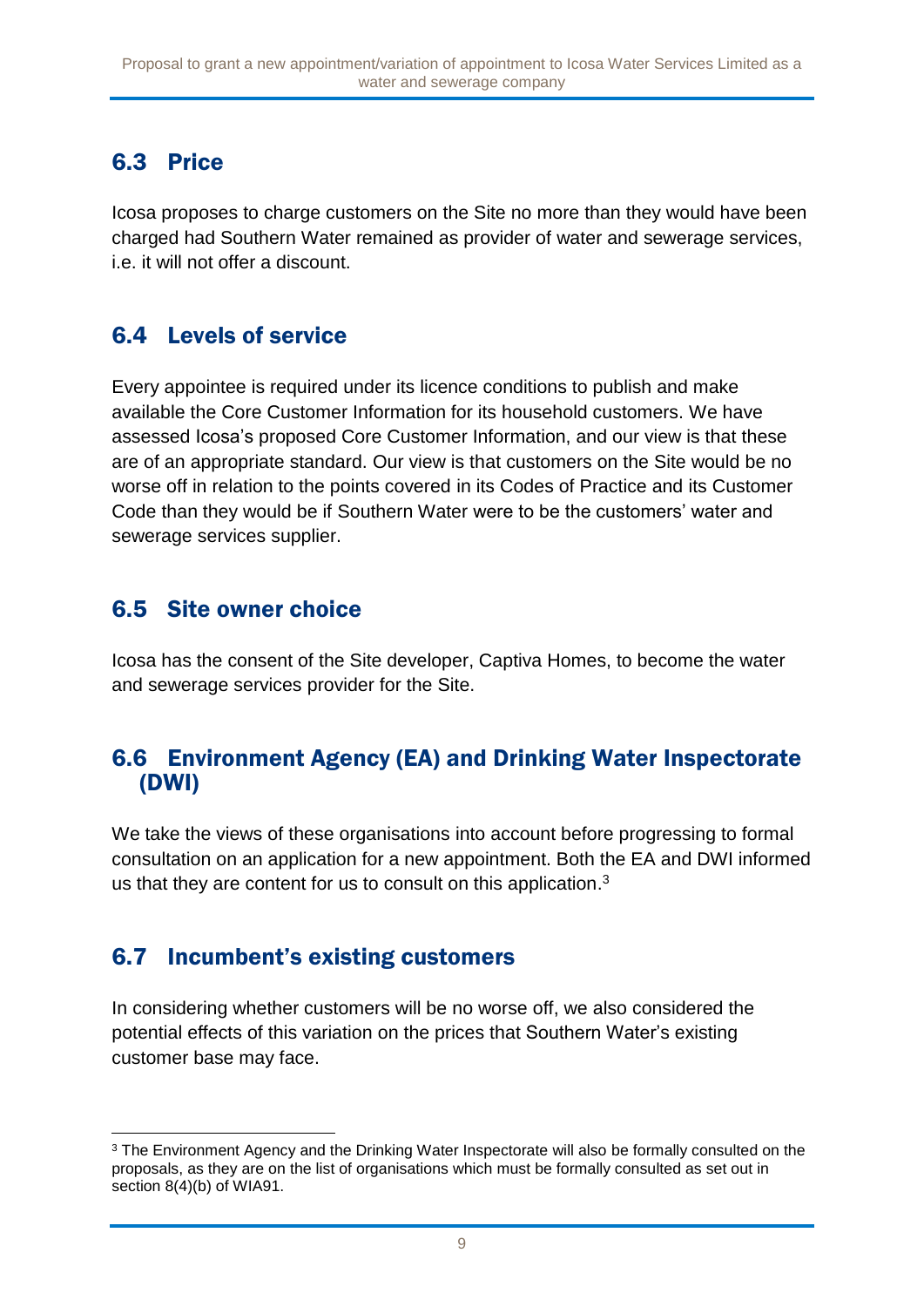## 6.3 Price

Icosa proposes to charge customers on the Site no more than they would have been charged had Southern Water remained as provider of water and sewerage services, i.e. it will not offer a discount.

## 6.4 Levels of service

Every appointee is required under its licence conditions to publish and make available the Core Customer Information for its household customers. We have assessed Icosa's proposed Core Customer Information, and our view is that these are of an appropriate standard. Our view is that customers on the Site would be no worse off in relation to the points covered in its Codes of Practice and its Customer Code than they would be if Southern Water were to be the customers' water and sewerage services supplier.

## 6.5 Site owner choice

Icosa has the consent of the Site developer, Captiva Homes, to become the water and sewerage services provider for the Site.

## 6.6 Environment Agency (EA) and Drinking Water Inspectorate (DWI)

We take the views of these organisations into account before progressing to formal consultation on an application for a new appointment. Both the EA and DWI informed us that they are content for us to consult on this application.[3]

## 6.7 Incumbent's existing customers

In considering whether customers will be no worse off, we also considered the potential effects of this variation on the prices that Southern Water's existing customer base may face.

[3] The Environment Agency and the Drinking Water Inspectorate will also be formally consulted on the proposals, as they are on the list of organisations which must be formally consulted as set out in section 8(4)(b) of WIA91.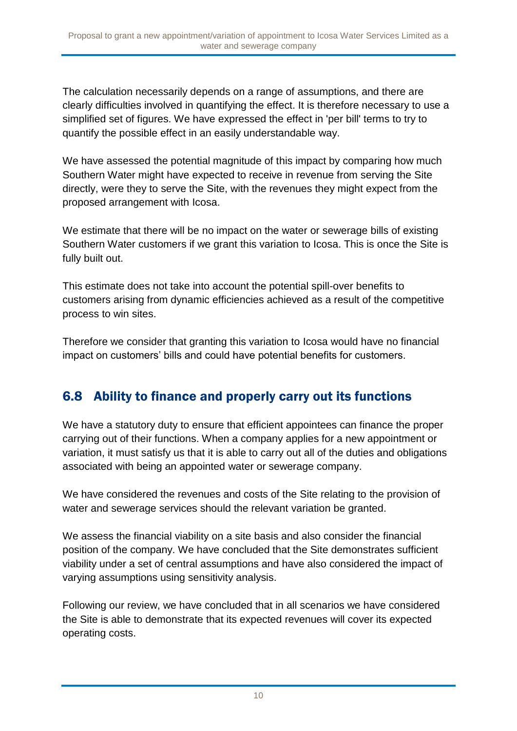The calculation necessarily depends on a range of assumptions, and there are clearly difficulties involved in quantifying the effect. It is therefore necessary to use a simplified set of figures. We have expressed the effect in 'per bill' terms to try to quantify the possible effect in an easily understandable way.

We have assessed the potential magnitude of this impact by comparing how much Southern Water might have expected to receive in revenue from serving the Site directly, were they to serve the Site, with the revenues they might expect from the proposed arrangement with Icosa.

We estimate that there will be no impact on the water or sewerage bills of existing Southern Water customers if we grant this variation to Icosa. This is once the Site is fully built out.

This estimate does not take into account the potential spill-over benefits to customers arising from dynamic efficiencies achieved as a result of the competitive process to win sites.

Therefore we consider that granting this variation to Icosa would have no financial impact on customers' bills and could have potential benefits for customers.

## 6.8 Ability to finance and properly carry out its functions

We have a statutory duty to ensure that efficient appointees can finance the proper carrying out of their functions. When a company applies for a new appointment or variation, it must satisfy us that it is able to carry out all of the duties and obligations associated with being an appointed water or sewerage company.

We have considered the revenues and costs of the Site relating to the provision of water and sewerage services should the relevant variation be granted.

We assess the financial viability on a site basis and also consider the financial position of the company. We have concluded that the Site demonstrates sufficient viability under a set of central assumptions and have also considered the impact of varying assumptions using sensitivity analysis.

Following our review, we have concluded that in all scenarios we have considered the Site is able to demonstrate that its expected revenues will cover its expected operating costs.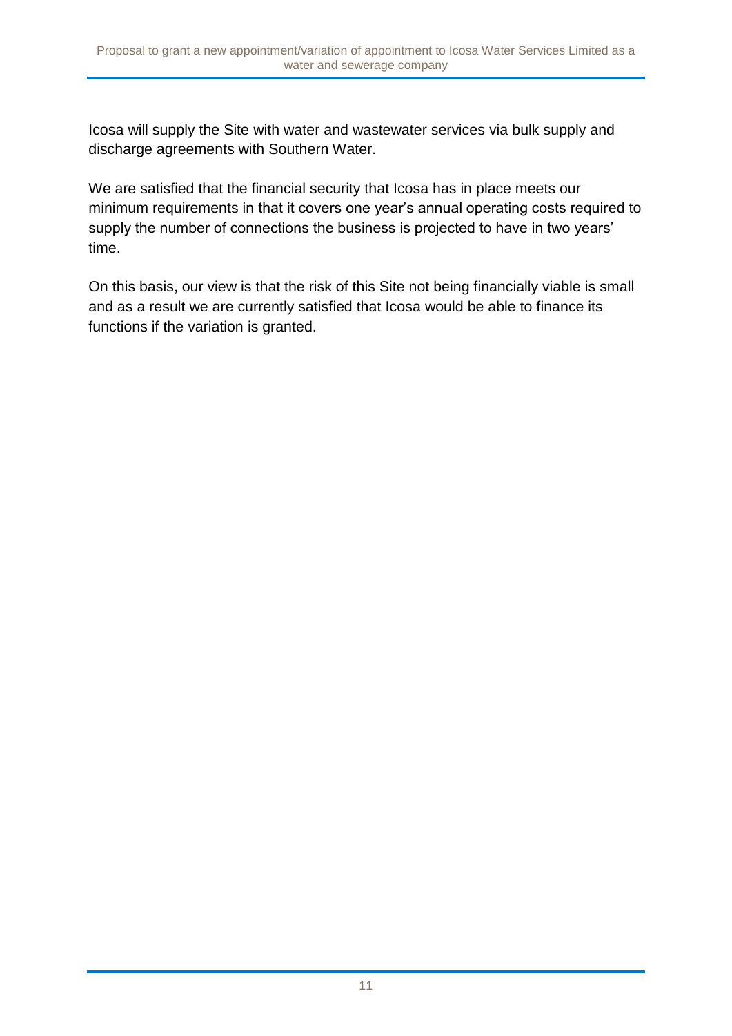Icosa will supply the Site with water and wastewater services via bulk supply and discharge agreements with Southern Water.

We are satisfied that the financial security that Icosa has in place meets our minimum requirements in that it covers one year's annual operating costs required to supply the number of connections the business is projected to have in two years' time.

On this basis, our view is that the risk of this Site not being financially viable is small and as a result we are currently satisfied that Icosa would be able to finance its functions if the variation is granted.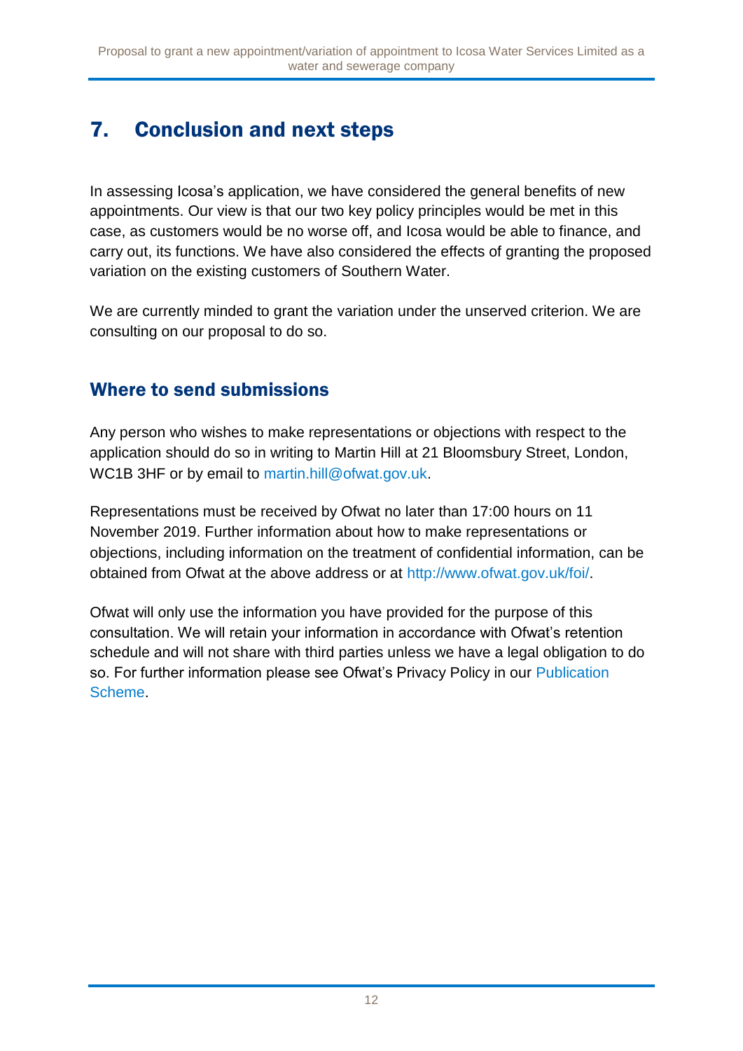# 7. Conclusion and next steps

In assessing Icosa's application, we have considered the general benefits of new appointments. Our view is that our two key policy principles would be met in this case, as customers would be no worse off, and Icosa would be able to finance, and carry out, its functions. We have also considered the effects of granting the proposed variation on the existing customers of Southern Water.

We are currently minded to grant the variation under the unserved criterion. We are consulting on our proposal to do so.

## Where to send submissions

Any person who wishes to make representations or objections with respect to the application should do so in writing to Martin Hill at 21 Bloomsbury Street, London, WC1B 3HF or by email to martin.hill@ofwat.gov.uk.

Representations must be received by Ofwat no later than 17:00 hours on 11 November 2019. Further information about how to make representations or objections, including information on the treatment of confidential information, can be obtained from Ofwat at the above address or at http://www.ofwat.gov.uk/foi/.

Ofwat will only use the information you have provided for the purpose of this consultation. We will retain your information in accordance with Ofwat's retention schedule and will not share with third parties unless we have a legal obligation to do so. For further information please see Ofwat's Privacy Policy in our Publication Scheme.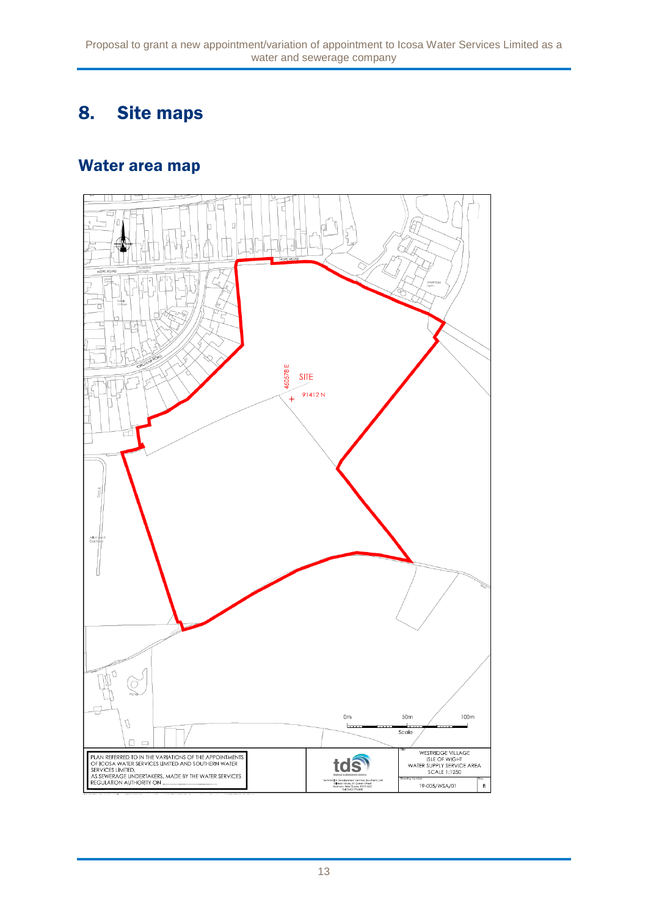# 8. Site maps

## Water area map

SITE

460578 E

91412 N

HOPE ROAD

0m 50m 100m

Scale

PLAN REFERRED TO IN THE VARIATIONS OF THE APPOINTMENTS OF ICOSA WATER SERVICES LIMITED AND SOUTHERN WATER SERVICES LIMITED, AS SEWERAGE UNDERTAKERS, MADE BY THE WATER SERVICES REGULATION AUTHORITY ON ....................................

WESTRIDGE VILLAGE
ISLE OF WIGHT
WATER SUPPLY SERVICE AREA
SCALE 1:1250

19-005/WSA/01

B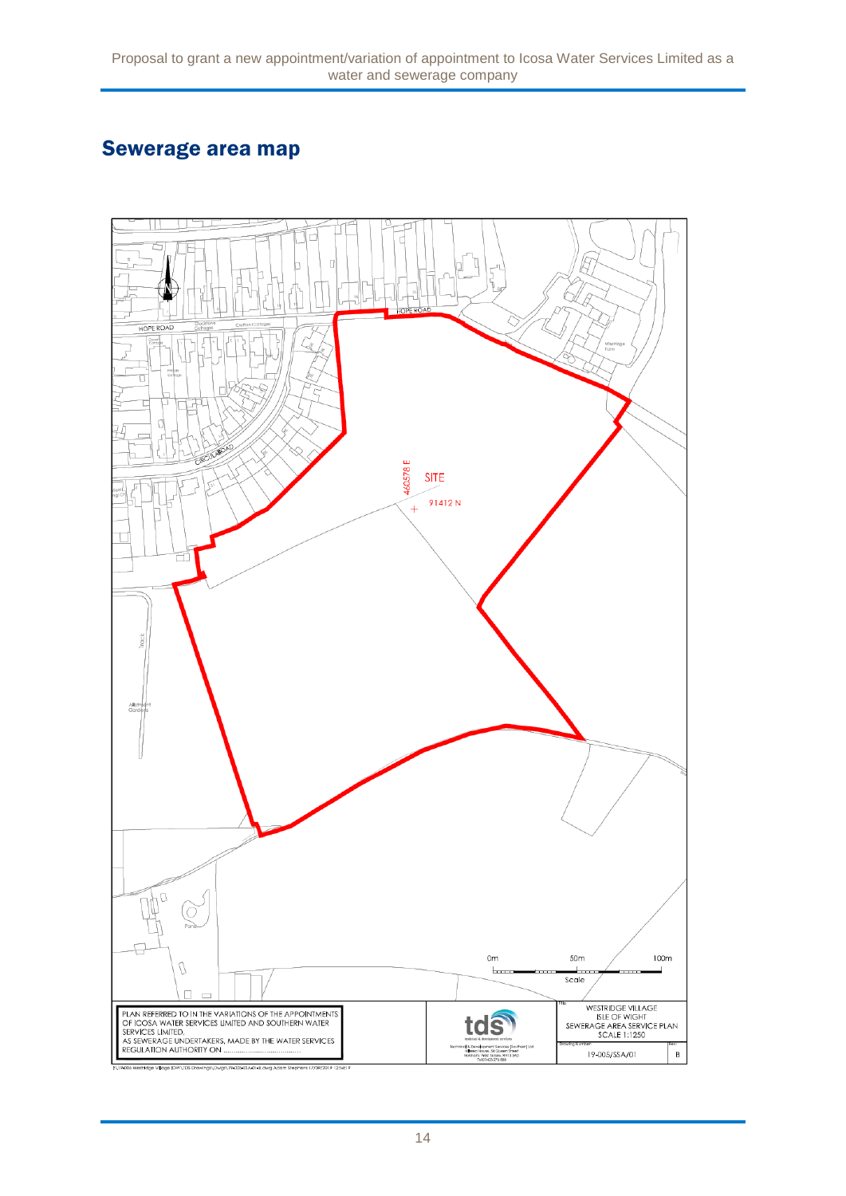## Sewerage area map

HOPE ROAD

SITE

460578 E

91412 N

0m 50m 100m

Scale

PLAN REFERRED TO IN THE VARIATIONS OF THE APPOINTMENTS OF ICOSA WATER SERVICES LIMITED AND SOUTHERN WATER SERVICES LIMITED, AS SEWERAGE UNDERTAKERS, MADE BY THE WATER SERVICES REGULATION AUTHORITY ON ..............................

WESTRIDGE VILLAGE
ISLE OF WIGHT
SEWERAGE AREA SERVICE PLAN
SCALE 1:1250

19-005/SSA/01 B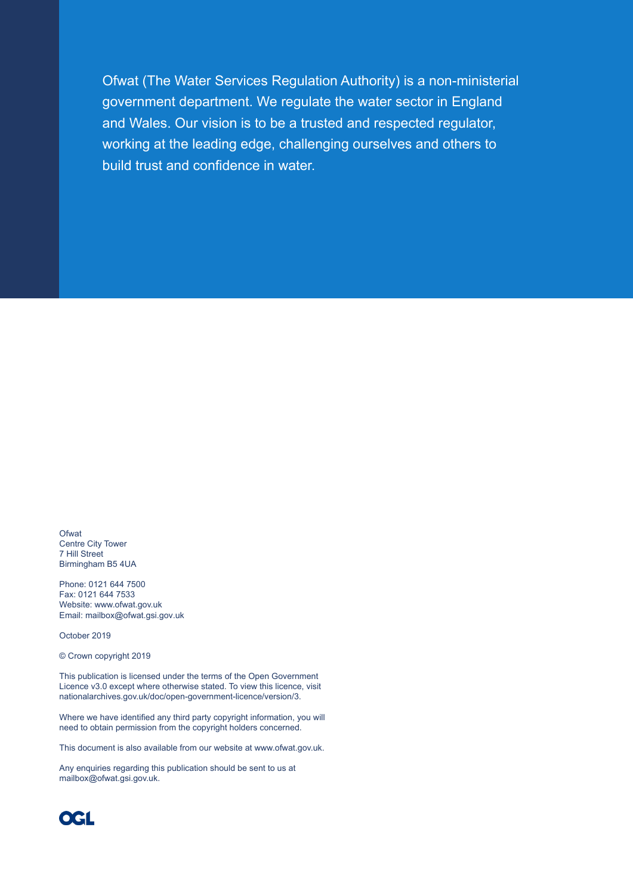Ofwat (The Water Services Regulation Authority) is a non-ministerial government department. We regulate the water sector in England and Wales. Our vision is to be a trusted and respected regulator, working at the leading edge, challenging ourselves and others to build trust and confidence in water.

Ofwat
Centre City Tower
7 Hill Street
Birmingham B5 4UA

Phone: 0121 644 7500
Fax: 0121 644 7533
Website: www.ofwat.gov.uk
Email: mailbox@ofwat.gsi.gov.uk

October 2019

© Crown copyright 2019

This publication is licensed under the terms of the Open Government Licence v3.0 except where otherwise stated. To view this licence, visit nationalarchives.gov.uk/doc/open-government-licence/version/3.

Where we have identified any third party copyright information, you will need to obtain permission from the copyright holders concerned.

This document is also available from our website at www.ofwat.gov.uk.

Any enquiries regarding this publication should be sent to us at mailbox@ofwat.gsi.gov.uk.

OGL